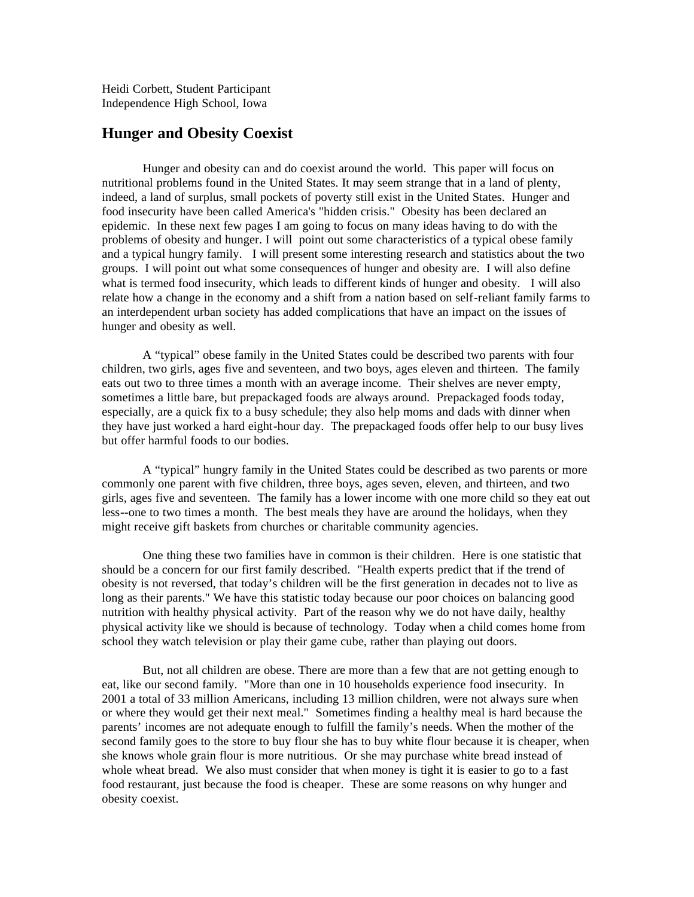Heidi Corbett, Student Participant
Independence High School, Iowa

## Hunger and Obesity Coexist

Hunger and obesity can and do coexist around the world. This paper will focus on nutritional problems found in the United States. It may seem strange that in a land of plenty, indeed, a land of surplus, small pockets of poverty still exist in the United States. Hunger and food insecurity have been called America's "hidden crisis." Obesity has been declared an epidemic. In these next few pages I am going to focus on many ideas having to do with the problems of obesity and hunger. I will point out some characteristics of a typical obese family and a typical hungry family. I will present some interesting research and statistics about the two groups. I will point out what some consequences of hunger and obesity are. I will also define what is termed food insecurity, which leads to different kinds of hunger and obesity. I will also relate how a change in the economy and a shift from a nation based on self-reliant family farms to an interdependent urban society has added complications that have an impact on the issues of hunger and obesity as well.

A "typical" obese family in the United States could be described two parents with four children, two girls, ages five and seventeen, and two boys, ages eleven and thirteen. The family eats out two to three times a month with an average income. Their shelves are never empty, sometimes a little bare, but prepackaged foods are always around. Prepackaged foods today, especially, are a quick fix to a busy schedule; they also help moms and dads with dinner when they have just worked a hard eight-hour day. The prepackaged foods offer help to our busy lives but offer harmful foods to our bodies.

A "typical" hungry family in the United States could be described as two parents or more commonly one parent with five children, three boys, ages seven, eleven, and thirteen, and two girls, ages five and seventeen. The family has a lower income with one more child so they eat out less--one to two times a month. The best meals they have are around the holidays, when they might receive gift baskets from churches or charitable community agencies.

One thing these two families have in common is their children. Here is one statistic that should be a concern for our first family described. "Health experts predict that if the trend of obesity is not reversed, that today's children will be the first generation in decades not to live as long as their parents." We have this statistic today because our poor choices on balancing good nutrition with healthy physical activity. Part of the reason why we do not have daily, healthy physical activity like we should is because of technology. Today when a child comes home from school they watch television or play their game cube, rather than playing out doors.

But, not all children are obese. There are more than a few that are not getting enough to eat, like our second family. "More than one in 10 households experience food insecurity. In 2001 a total of 33 million Americans, including 13 million children, were not always sure when or where they would get their next meal." Sometimes finding a healthy meal is hard because the parents' incomes are not adequate enough to fulfill the family's needs. When the mother of the second family goes to the store to buy flour she has to buy white flour because it is cheaper, when she knows whole grain flour is more nutritious. Or she may purchase white bread instead of whole wheat bread. We also must consider that when money is tight it is easier to go to a fast food restaurant, just because the food is cheaper. These are some reasons on why hunger and obesity coexist.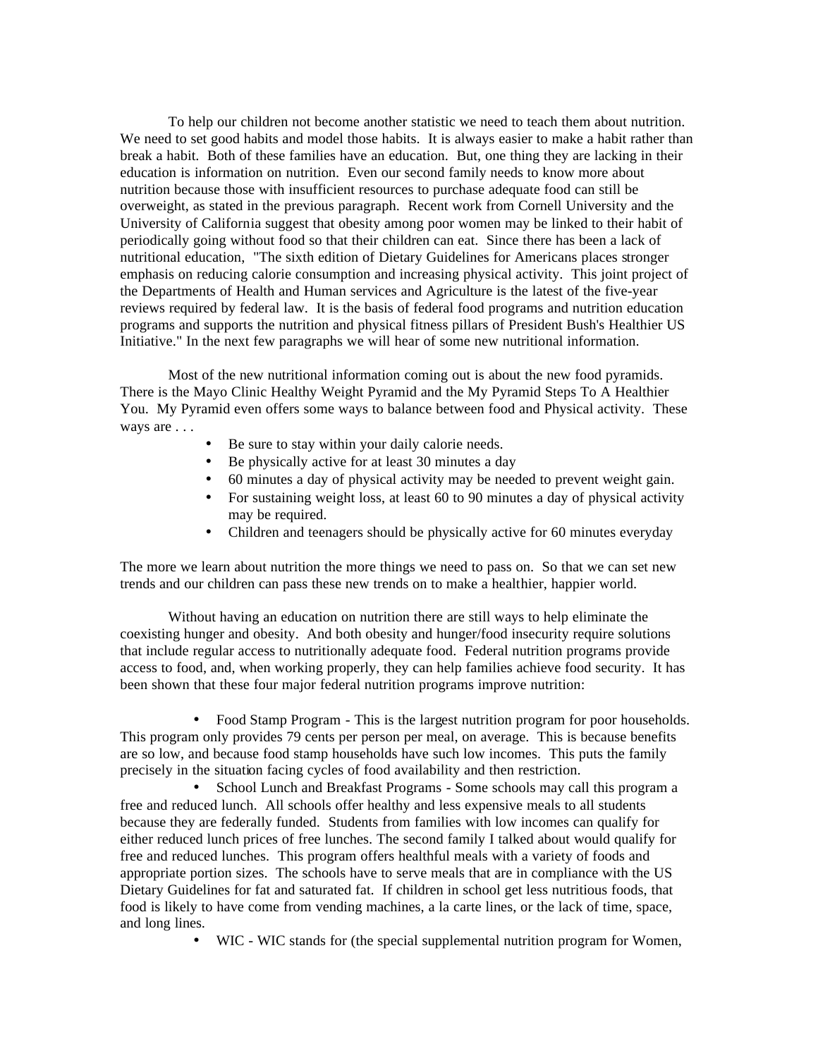To help our children not become another statistic we need to teach them about nutrition. We need to set good habits and model those habits. It is always easier to make a habit rather than break a habit. Both of these families have an education. But, one thing they are lacking in their education is information on nutrition. Even our second family needs to know more about nutrition because those with insufficient resources to purchase adequate food can still be overweight, as stated in the previous paragraph. Recent work from Cornell University and the University of California suggest that obesity among poor women may be linked to their habit of periodically going without food so that their children can eat. Since there has been a lack of nutritional education, "The sixth edition of Dietary Guidelines for Americans places stronger emphasis on reducing calorie consumption and increasing physical activity. This joint project of the Departments of Health and Human services and Agriculture is the latest of the five-year reviews required by federal law. It is the basis of federal food programs and nutrition education programs and supports the nutrition and physical fitness pillars of President Bush's Healthier US Initiative." In the next few paragraphs we will hear of some new nutritional information.

Most of the new nutritional information coming out is about the new food pyramids. There is the Mayo Clinic Healthy Weight Pyramid and the My Pyramid Steps To A Healthier You. My Pyramid even offers some ways to balance between food and Physical activity. These ways are . . .

- Be sure to stay within your daily calorie needs.
- Be physically active for at least 30 minutes a day
- 60 minutes a day of physical activity may be needed to prevent weight gain.
- For sustaining weight loss, at least 60 to 90 minutes a day of physical activity may be required.
- Children and teenagers should be physically active for 60 minutes everyday

The more we learn about nutrition the more things we need to pass on. So that we can set new trends and our children can pass these new trends on to make a healthier, happier world.

Without having an education on nutrition there are still ways to help eliminate the coexisting hunger and obesity. And both obesity and hunger/food insecurity require solutions that include regular access to nutritionally adequate food. Federal nutrition programs provide access to food, and, when working properly, they can help families achieve food security. It has been shown that these four major federal nutrition programs improve nutrition:

- Food Stamp Program - This is the largest nutrition program for poor households. This program only provides 79 cents per person per meal, on average. This is because benefits are so low, and because food stamp households have such low incomes. This puts the family precisely in the situation facing cycles of food availability and then restriction.
- School Lunch and Breakfast Programs - Some schools may call this program a free and reduced lunch. All schools offer healthy and less expensive meals to all students because they are federally funded. Students from families with low incomes can qualify for either reduced lunch prices of free lunches. The second family I talked about would qualify for free and reduced lunches. This program offers healthful meals with a variety of foods and appropriate portion sizes. The schools have to serve meals that are in compliance with the US Dietary Guidelines for fat and saturated fat. If children in school get less nutritious foods, that food is likely to have come from vending machines, a la carte lines, or the lack of time, space, and long lines.
- WIC - WIC stands for (the special supplemental nutrition program for Women,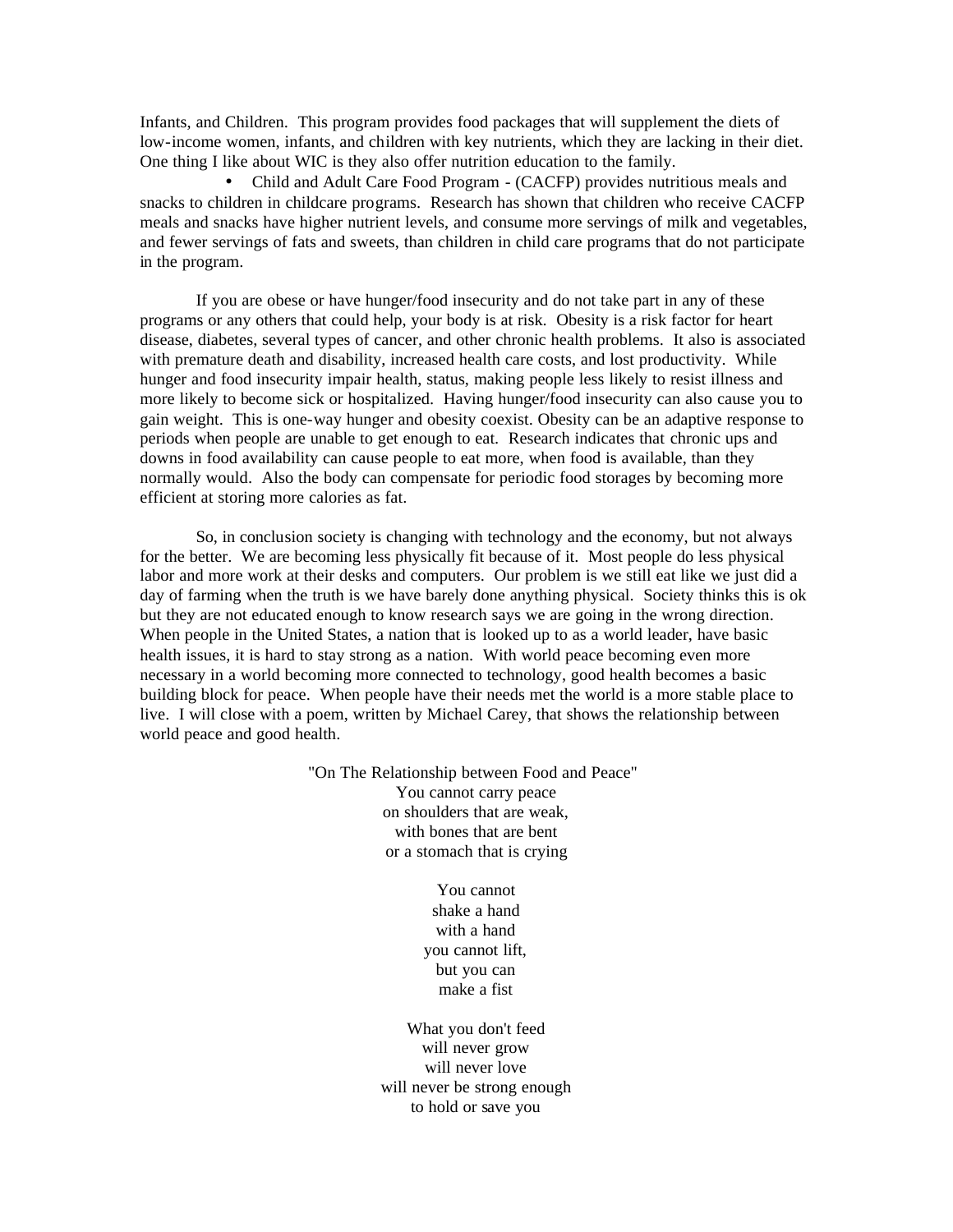Infants, and Children. This program provides food packages that will supplement the diets of low-income women, infants, and children with key nutrients, which they are lacking in their diet. One thing I like about WIC is they also offer nutrition education to the family.

- Child and Adult Care Food Program - (CACFP) provides nutritious meals and snacks to children in childcare programs. Research has shown that children who receive CACFP meals and snacks have higher nutrient levels, and consume more servings of milk and vegetables, and fewer servings of fats and sweets, than children in child care programs that do not participate in the program.

If you are obese or have hunger/food insecurity and do not take part in any of these programs or any others that could help, your body is at risk. Obesity is a risk factor for heart disease, diabetes, several types of cancer, and other chronic health problems. It also is associated with premature death and disability, increased health care costs, and lost productivity. While hunger and food insecurity impair health, status, making people less likely to resist illness and more likely to become sick or hospitalized. Having hunger/food insecurity can also cause you to gain weight. This is one-way hunger and obesity coexist. Obesity can be an adaptive response to periods when people are unable to get enough to eat. Research indicates that chronic ups and downs in food availability can cause people to eat more, when food is available, than they normally would. Also the body can compensate for periodic food storages by becoming more efficient at storing more calories as fat.

So, in conclusion society is changing with technology and the economy, but not always for the better. We are becoming less physically fit because of it. Most people do less physical labor and more work at their desks and computers. Our problem is we still eat like we just did a day of farming when the truth is we have barely done anything physical. Society thinks this is ok but they are not educated enough to know research says we are going in the wrong direction. When people in the United States, a nation that is looked up to as a world leader, have basic health issues, it is hard to stay strong as a nation. With world peace becoming even more necessary in a world becoming more connected to technology, good health becomes a basic building block for peace. When people have their needs met the world is a more stable place to live. I will close with a poem, written by Michael Carey, that shows the relationship between world peace and good health.

"On The Relationship between Food and Peace"
You cannot carry peace
on shoulders that are weak,
with bones that are bent
or a stomach that is crying

You cannot
shake a hand
with a hand
you cannot lift,
but you can
make a fist

What you don't feed
will never grow
will never love
will never be strong enough
to hold or save you